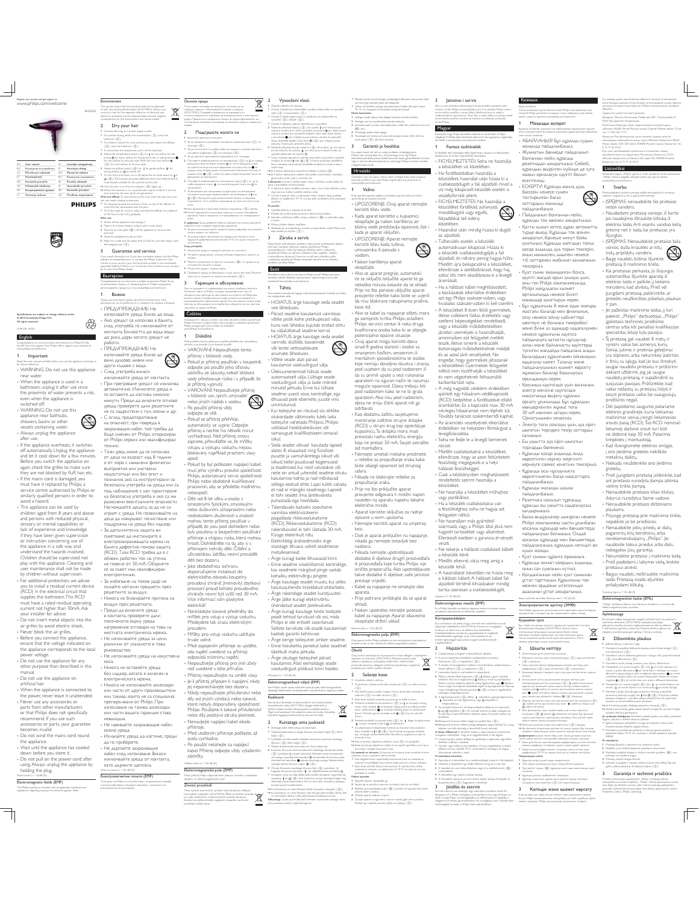Register your product and get support at
www.philips.com/welcome

BHD282

| | | | |
|---|---|---|---|
| EN | User manual | LV | Lietotāja rokasgrāmata |
| BG | Ръководство за потребителя | PL | Instrukcja obsługi |
| CS | Příručka pro uživatele | RO | Manual de utilizare |
| ET | Kasutusjuhend | RU | Руководство пользователя |
| HR | Korisnički priručnik | SK | Príručka užívateľa |
| HU | Felhasználói kézikönyv | SL | Uporabniški priročnik |
| KK | Қолданушының нұсқауы | SR | Korisnički priručnik |
| LT | Vartotojo vadovas | UK | Посібник користувача |

PHILIPS

Specifications are subject to change without notice
© 2015 Koninklijke Philips N.V.
All rights reserved.

3140 035 41351

# English

Congratulations on your purchase, and welcome to Philips! To fully benefit from the support that Philips offers, register your product at www.philips.com/welcome.

## 1 Important

Read this user manual carefully before you use the appliance and keep it for future reference.

- WARNING: Do not use this appliance near water.
- When the appliance is used in a bathroom, unplug it after use since the proximity of water presents a risk, even when the appliance is switched off.
- WARNING: Do not use this appliance near bathtubs, showers, basins or other vessels containing water.
- Always unplug the appliance after use.
- If the appliance overheats, it switches off automatically. Unplug the appliance and let it cool down for a few minutes. Before you switch the appliance on again, check the grilles to make sure they are not blocked by fluff, hair, etc.
- If the mains cord is damaged, you must have it replaced by Philips, a service centre authorised by Philips or similarly qualified persons in order to avoid a hazard.
- This appliance can be used by children aged from 8 years and above and persons with reduced physical, sensory or mental capabilities or lack of experience and knowledge if they have been given supervision or instruction concerning use of the appliance in a safe way and understand the hazards involved. Children shall not play with the appliance. Cleaning and user maintenance shall not be made by children without supervision.
- For additional protection, we advise you to install a residual current device (RCD) in the electrical circuit that supplies the bathroom. This RCD must have a rated residual operating current not higher than 30mA. Ask your installer for advice.
- Do not insert metal objects into the air grilles to avoid electric shock.
- Never block the air grilles.
- Before you connect the appliance, ensure that the voltage indicated on the appliance corresponds to the local power voltage.
- Do not use the appliance for any other purpose than described in this manual.
- Do not use the appliance on artificial hair.
- When the appliance is connected to the power, never leave it unattended.
- Never use any accessories or parts from other manufacturers or that Philips does not specifically recommend. If you use such accessories or parts, your guarantee becomes invalid.
- Do not wind the mains cord round the appliance.
- Wait until the appliance has cooled down before you store it.
- Do not pull on the power cord after using. Always unplug the appliance by holding the plug.

Noise Level: Lc = 82 dB [A]

### Electromagnetic fields (EMF)

This Philips appliance complies with all applicable standards and regulations regarding exposure to electromagnetic fields.

### Environment

This symbol means that the product shall not be disposed of with normal household waste (2012/19/EU). Follow your country's rules for the separate collection of electrical and electronic products. Correct disposal helps prevent negative consequences for the environment and human health.

## 2 Dry your hair

1. Connect the plug to a power supply socket.
2. For precise drying, attach the concentrator (①) onto the hairdryer.
   - To disconnect the attachment, pull it off the hairdryer.
3. Adjust the temperature switch (③) to for hot airflow for fast drying, for warm airflow for gentle drying, or for cool airflow to set your style. Press the cool shot button for cool airflow to fix your style.
4. Adjust the airflow switch (②) to for gentle airflow, for strong airflow or to switch off.
   - To turn the ion function on or off, adjust the ion slide switch. The function provides additional shine and reduces frizz. It is particularly suitable for dry and frizzy hair.
   - » If the function is on, the ion indicator lights up.
   - » When the function is on, a special odor may be smelt. It is normal and caused by the ions which are generated.

**With the diffuser:** To add volume at the roots, insert the pins into your hair and make rotating movements.
- For long hair, spread out sections of hair on top of the diffuser or comb the hair downwards with fingers.
- To fix the style for curly or wavy hair, hold the diffuser at a distance of 10-15cm to let it dry gradually.

**After use:**
1. Switch off the appliance and unplug it.
2. Place it on a heat-resistant surface until it cools down.
3. Take the air inlet grille off the appliance to remove hair and dust.
4. Clean the appliance by damp cloth.
5. Keep it in a safe and dry place free of dust. You can also hang it with the hanging loop.

## 3 Guarantee and service

If you need information or if you have a problem, please visit the Philips website at www.philips.com or contact the Philips Customer Care Center in your country (you find its phone number in the worldwide guarantee leaflet). If there is no Consumer Care Centre in your country, go to your local Philips dealer.

# Български

Поздравяваме ви за покупката и добре дошли във Philips! За да се възползвате изцяло от поддръжката, предлагана от Philips, регистрирайте продукта си на www.philips.com/welcome.

## 1 Важно

Преди да използвате уреда, прочетете внимателно това ръководство за потребителя и го запазете за справка в бъдеще.

- ПРЕДУПРЕЖДЕНИЕ: Не използвайте този уред близо до вода.
- Ако уредът се използва в баня, след употреба го изключвайте от контакта. Близостта до водата води до риск, дори когато уредът не работи.
- ПРЕДУПРЕЖДЕНИЕ: Не използвайте този уред близо до вани, душове, мивки или други съдове с вода.
- След употреба винаги изключвайте уреда от контакта.
- При прегряване уредът се изключва автоматично. Изключете уреда и го оставете да изстива няколко минути. Преди да включите отново уреда, проверете дали решетките не са задръстени с пух, косми и др.
- С оглед предотвратяване на опасност, при повреда в захранващия кабел той трябва да бъде сменен от Philips, оторизиран от Philips сервиз или квалифициран техник.
- Тази уред може да се използва от деца на възраст над 8 години и от хора с намалени физически възприятия или умствени недостатъци или без опит и познания, ако са инструктирани за безопасна употреба на уреда или са под наблюдение с цел гарантиране на безопасна употреба и ако са им разяснени евентуалните опасности. Не позволявайте на деца да си играят с уреда. Не позволявайте на деца да извършват почистване или поддръжка на уреда без надзор.
- За допълнителна защита ви съветваме да инсталирате в електрозахранващата верига на банята дефектно-токова защита (RCD). Тази RCD трябва да е с обявен работен ток на утечка не повече от 30 mA. Обърнете се за съвет към квалифициран електротехник.
- За избягване на токов удар не пъхайте метални предмети през решетките за въздух.
- Никога не блокирайте притока на въздух през решетките.
- Преди да включите уреда в контакта, проверете дали посоченото върху уреда напрежение отговаря на това на местната електрическа мрежа.
- Не използвайте уреда за цели, различни от указаното в това ръководство.
- Не използвайте уреда на изкуствена коса.
- Никога не оставяйте уреда без надзор, когато е включен в електрическата мрежа.
- Никога не използвайте аксесоари или части от други производители или такива, които не са специално препоръчани от Philips. При използване на такива аксесоари или части вашата гаранция става невалидна.
- Не навивайте захранващия кабел около уреда.
- Изчакайте уреда да изстине, преди да го приберете.
- Не дърпайте захранващия кабел след използване. Винаги изключвайте уреда от контакта, като държите щепсела.

Ниво на шума: Lc = 82 dB [A]

### Електромагнитни полета (EMF)

Този уред на Philips е в съответствие с приложимите стандарти и наредби, свързани с излагане на електромагнитни полета.

### Околна среда

## 2 Подсушете косата си

## 3 Гаранция и обслужване

# Čeština

## 1 Důležité

Před použitím tohoto přístroje si pečlivě přečtěte tuto uživatelskou příručku a uschovejte ji pro budoucí použití.

- VAROVÁNÍ: Nepoužívejte tento přístroj v blízkosti vody.
- Pokud je přístroj používán v koupelně, odpojte po použití jeho síťovou zástrčku ze zásuvky, neboť blízkost vody představuje riziko i v případě, že je přístroj vypnutý.
- VAROVÁNÍ: Nepoužívejte přístroj v blízkosti van, sprch, umyvadel nebo jiných nádob s vodou.
- Po použití přístroj vždy odpojte ze sítě.
- Pokud se přístroj přehřeje, automaticky se vypne. Odpojte přístroj a nechte ho několik minut vychladnout. Než přístroj znovu zapnete, přesvědčte se, že mřížky vstupu a výstupu vzduchu nejsou blokovány například prachem, vlasy apod.
- Pokud by byl poškozen napájecí kabel, musí být výměna provést společnost Philips, autorizovaný servis společnosti Philips nebo obdobně kvalifikovaní pracovníci, aby se předešlo možnému nebezpečí.
- Děti od 8 let věku a osoby s omezenými fyzickými, smyslovými nebo duševními schopnostmi nebo nedostatkem zkušeností a znalostí mohou tento přístroj používat v případě, že jsou pod dohledem nebo byly poučeny o bezpečném používání přístroje a chápou rizika, která mohou hrozit. Děti nesmí hrát si s přístrojem nehrály děti. Čištění a uživatelskou údržbu nesmí provádět děti bez dozoru.
- Jako dodatečnou ochranu doporučujeme instalovat do elektrického obvodu koupelny proudový chránič (RCD). Jmenovitý zbytkový provozní proud tohoto proudového chrániče nesmí být vyšší než 30 mA. Více informací vám poskytne elektrikář.
- Nevkládejte kovové předměty do mřížek pro vstup a výstup vzduchu. Předejdete tak úrazu elektrickým proudem.
- Mřížky pro vstup vzduchu udržujte trvale volné.
- Před zapojením přístroje se ujistěte, zda napětí uvedené na přístroji odpovídá místnímu napětí.
- Nepoužívejte přístroj pro jiné účely než uvedené v této příručce.
- Přístroj nepoužívejte na umělé vlasy.
- Je-li přístroj připojen k napájení, nikdy jej neponechávejte bez dozoru.
- Nikdy nepoužívejte příslušenství nebo díly od jiných výrobců nebo takové, které nebyly doporučeny společností Philips. Použijete-li takové příslušenství nebo díly, pozbývá záruka platnosti.
- Nenavíjejte napájecí kabel okolo přístroje.
- Před uložením přístroje počkejte, až zcela vychladne.
- Po použití netahejte za napájecí kabel. Přístroj odpojte vždy vytažením zástrčky.

Hladina hluku: Lc = 82 dB [A]

### Elektromagnetická pole (EMP)

### Životní prostředí

## 2 Vysoušení vlasů

## 3 Záruka a servis

# Eesti

## 1 Tähtis

Enne seadme kasutamist lugege see kasutusjuhend hoolikalt läbi ja hoidke see edaspidiseks alles.

- HOIATUS: ärge kasutage seda seadet vee lähedal.
- Pärast seadme kasutamist vannitoas võtke pistik toite pistikupesast välja, kuna vee lähedus kujutab endast ohtu ka väljalülitatud seadme korral.
- HOIATUS: ärge kasutage seda seadet vannide, duššide, basseinide või teiste veetäidetud nõude läheduses.
- Võtke seade alati pärast kasutamist vooluvõrgust välja.
- Ülekuumenemisel lülitub seade automaatselt välja. Lülitage seade vooluvõrgust välja ja laske mõned minutid jahtuda. Enne kui lülitate seadme uuesti sisse, kontrollige, ega õhuavad pole ebemete, juuste vms ummistunud.
- Kui toitejuhe on rikutud, siis ohtlike olukordade vältimiseks tuleb lasta toitejuhe vahetada Philipsis, Philipsi volitatud hoolduskeskuses või samasugust kvalifikatsiooni omaval isikul.
- Seda seadet võivad kasutada lapsed alates 8. eluaastast ning füüsiliste puuete ja vaimupuudega isikud või isikud, kellel puuduvad kogemused ja teadmised, kui neid valvatakse või neile on antud juhendid seadme ohutu kasutamise kohta ja nad mõistavad sellega seotud ohte. Lapsed ei tohi seadmega mängida. Lapsed ei tohi seadet ilma järelevalveta puhastada ega hooldada.
- Täiendavaks kaitseks soovitame vannitoa elektrisüsteem paigaldada rikkevoolukaitsme (RCD). Rikkevoolukaitsme rakendusvool ei tohi ületada 30 mA. Küsige elektrikult nõu.
- Elektrilöögi ärahoidmiseks ärge sisestage õhuava vaheltl seadmesse metallesemeid.
- Ärge kunagi katke õhuavasid kinni.
- Enne seadme sisselülitamist kontrollige, kas seadmele märgitud pinge vastab kohaliku elektrivõrgu pingele.
- Ärge kasutage seadet muuks, kui selles kasutusjuhendis kirjeldatud otstarbeks.
- Ärge rakendage seadet kunstjuustel.
- Ärge jätke kunagi elektrivõrku ühendatud seadet järelevalveta.
- Ärge kunagi kasutage teiste tootjate poolt tehtud tarvikuid või osi, mida Philips ei ole eriliselt soovitanud. Selliste tarvikute või osade kasutamisel kaotab garantii kehtivuse.
- Ärge kerige toitejuhet ümber seadme.
- Enne hoiukohta panekut laske seadmel täielikult maha jahtuda.
- Ärge tõmmake toitejuhet pärast kasutamist. Alati eemaldage seade vooluvõrgust pistikust kinni hoides.

Müratase: Lc = 82 dB [A]

### Elektromagnetilised väljad (EMF)

### Keskkond

## 2 Kuivatage oma juuksed

## 3 Garantii ja hooldus

# Hrvatski

## 1 Važno

Prije upotrebe aparata pažljivo pročitajte ovaj korisnički priručnik i spremite ga za buduće potrebe.

- UPOZORENJE: Ovaj aparat nemojte koristiti blizu vode.
- Kada aparat koristite u kupaonici, isključite ga nakon korištenja jer blizina vode predstavlja opasnost, čak i kada je aparat isključen.
- UPOZORENJE: Aparat nemojte koristiti blizu kada, tuševa, umivaonika ili posuda s vodom.
- Nakon korištenja aparat obavezno isključite.
- Ako se aparat pregrije, automatski će se isključiti. Isključite aparat te ga nekoliko minuta ostavite da se ohladi. Prije no što ponovo uključite aparat provjerite rešetke kako biste se uvjerili da nisu blokirane nakupinama prašine, kose itd.
- Ako se kabel za napajanje ošteti, mora ga zamijeniti tvrtka Philips, ovlašteni Philips servisni centar ili neka druga kvalificirana osoba kako bi se izbjegle potencijalno opasne situacije.
- Ovaj aparat mogu koristiti djeca iznad 8 godina starosti i osobe sa smanjenim fizičkim, senzornim ili mentalnim sposobnostima te osobe koje nemaju dovoljno iskustva i znanja, pod uvjetom da su pod nadzorom ili da su primili upute u vezi rukovanja aparatom na siguran način te razumiju moguće opasnosti. Djeca se ne smiju igrati aparatom. Ako nisu pod nadzorom, djeca ne smiju čistiti aparat niti ga održavati.
- Kao dodatnu zaštitu savjetujemo montiranje zaštitne strujne sklopke (RCD) u strujni krug koji opskrbljuje kupaonicu. Ta sklopka mora imati preostalu radnu električnu energiju koja ne prelazi 30 mA. Savjet zatražite od montažera.
- Nemojte umetati metalne predmete u rešetke za propuštanje zraka kako biste izbjegli opasnost od strujnog udara.
- Nikada ne blokirajte rešetke za propuštanje zraka.
- Prije no što priključite aparat provjerite odgovara li mrežni napon naveden na aparatu naponu lokalne električne mreže.
- Aparat koristite isključivo za radnje opisane u ovim uputama.
- Nemojte koristiti aparat na umjetnoj kosi.
- Dok je aparat priključen na napajanje, nikada ga nemojte ostavljati bez nadzora.
- Nikada nemojte upotrebljavati dodatke ili dijelove drugih proizvođača ili proizvođača koje tvrtka Philips nije izričito preporučila. Ako upotrebljavate takve dodatke ili dijelove, vaše jamstvo prestaje vrijediti.
- Kabel za napajanje ne omatajte oko aparata.
- Prije pohrane pričekajte da se aparat ohladi.
- Nakon upotrebe nemojte potezati kabel za napajanje. Aparat obavezno iskopčajte držeći utikač.

Razina buke: Lc = 82 dB [A]

### Elektromagnetska polja (EMF)

### Okoliš

## 2 Sušenje kose

## 3 Jamstvo i servis

# Magyar

## 1 Fontos tudnivalók

A készülék első használata előtt figyelmesen olvassa el a felhasználói kézikönyvet és őrizze meg későbbi használatra.

- FIGYELMEZTETÉS: Soha ne használja a készüléket víz közelében.
- Ha fürdőszobában használja a készüléket, használat után húzza ki a csatlakozódugót a fali aljzatból, mivel a víz még kikapcsolt készülék esetén is veszélyforrást jelent.
- FIGYELMEZTETÉS: Ne használja a készüléket fürdőkád, zuhanyzó, mosdókagyló vagy egyéb, folyadékkal teli edény közelében.
- Használat után mindig húzza ki dugót az aljzatból.
- Túlhevülés esetén a készülék automatikusan kikapcsol. Húzza ki a készülék csatlakozódugóját a fali aljzatból, és néhány percig hagyja hűlni. Mielőtt újra bekapcsolná a készüléket, ellenőrizze a szellőzőrácsot, hogy haj, szösz stb. nem akadályozza-e a levegő áramlását.
- Ha a hálózati kábel meghibásodott, a kockázatok elkerülése érdekében azt egy Philips szakszervizben, vagy hivatalos szakszervizben kell cseréltetni.
- A készüléket 8 éven felüli gyermekek, illetve csökkent fizikai, érzékelési vagy szellemi képességekkel rendelkező, vagy a készülék működtetésében járatlan személyek is használhatják, amennyiben ezt felügyelet mellett teszik, illetve ismerik a készülék biztonságos működtetésének módját és az azzal járó veszélyeket. Ne engedje, hogy gyermekek játsszanak a készülékkel. Gyermekek felügyelet nélkül nem végezhetnek felhasználói karbantartást rajta.
- A még nagyobb védelem érdekében ajánlott egy hibaáram-védőkapcsoló (RCD) beépítése a fürdőszobát ellátó áramkörbe. Ez a kapcsoló max. 30 mA névleges hibaáramot nem lépheti túl. További tanácsot szakembertől kaphat.
- Az áramütés veszélyének elkerülése érdekében ne helyezzen fémtárgyat a levegőrácsokba.
- Soha ne fedje le a levegő bemeneti rácsot.
- Mielőtt csatlakoztatná a készüléket, ellenőrizze, hogy az azon feltüntetett feszültség megegyezik-e a helyi hálózati feszültséggel.
- Csak a kézikönyvben meghatározott rendeltetés szerint használja a készüléket.
- Ne használja a készüléket műhajhoz vagy parókához.
- Ha a készülék csatlakoztatva van a feszültséghez, soha ne hagyja azt felügyelet nélkül.
- Ne használjon más gyártótól származó, vagy a Philips által jóvá nem hagyott tartozékot vagy alkatrészt. Ellenkező esetben a garancia érvényét veszti.
- Ne tekerje a hálózati csatlakozó kábelt a készülék köré.
- Mielőtt eltenné, várja meg, amíg a készülék lehűl.
- A használatot követően ne húzza meg a hálózati kábelt. A hálózati kábel fali aljzatból történő kihúzásakor mindig tartsa a csatlakozódugót.

Zajszint: Lc = 82 dB [A]

### Elektromágneses mezők (EMF)

### Környezetvédelem

## 2 Hajszárítás

## 3 Jótállás és szerviz

# Қазақша

## 1 Маңызды ақпарат

- АБАЙЛАҢЫЗ! Бұл құралды судың жанында пайдаланбаңыз.
- Жуынатын бөлмеде пайдаланып болғаннан кейін, құралды розеткадан ажыратыңыз. Себебі, құралды өшірген күйде де судың жақын орналасуы қауіп болып есептеледі.
- ЕСКЕРТУ! Құралды ванна, душ, бассейн немесе суға толтырылған басқа заттардың жанында пайдаланбаңыз.
- Пайдаланып болғаннан кейін, құралды тоқ көзінен ажыратыңыз.
- Қатты қызып кетсе, құрал автоматты түрде өшеді. Құралды тоқ көзінен ажыратып, бірнеше минут бойы суытыңыз. Құралды қайтадан тоққа қоспас алдында, ауа торын тексеріп, оның мамықпен, шашпен немесе т.б. заттармен жабылып қалмағанын тексеріңіз.
- Қуат сымы зақымданған болса, қауіпті жағдай орын алмауы үшін, оны тек Philips компаниясында, Philips уәкілдік берген қызмет көрсету орталығында немесе білікті маманға ауыстыруы керек.
- Бұл құрылғыны 8 және одан жоғары жастағы балалар мен физикалық, сезу немесе ойлау қабілеттері шектеулі не болмаса тәжірибесі және білімі аз адамдар қадағаланған немесе құрылғыны қауіпсіз пайдалануға байланысты нұсқау берілген және байланысты қауіптерді түсінген жағдайда пайдалана алады. Балалардың құрылғымен ойнауына болмайды. Тазалау және пайдаланушының қызмет көрсетуін балалар қадағалаусыз орындамауы керек.
- Қосымша қауіпсіздік үшін ваннаның электр желісіне қауіпсіздік масқатында өшірүі құрылғын орнату ұсынылады. Бұл құрылғы мөлшерленген жұмыс тогы 30 мА аспайтын артық тоқ құрылғысы (RCD). Орнатушыменен кеңесіңіз.
- Электр тогы соқпауы үшін, ауа кіріп-шығатын торларға темір заттарды салмаңыз.
- Еш уақытта ауа кіріп-шығатын торларды бітемеңіз.
- Құралды қосар алдында, онда көрсетілген кернеу жергілікті кернеуге сәйкес келетінін тексеріңіз.
- Құралды осы нұсқаулықта көрсетілгеннен басқа мақсаттарға пайдаланбаңыз.
- Құралды жасанды шашқа пайдаланбаңыз.
- Розеткаға қосулы тұрғанда, құралды еш уақытта қадағалаусыз қалдырмаңыз.
- Басқа өндірушілер шығарған немесе Philips компаниясы нақты ұсынбаған қосалқы құралдар мен бөлшектерді пайдалануға болмайды. Ондай қосалқы құралдар мен бөлшектерді пайдалансаңыз, кепілдігіңіз еш күшін жояды.
- Қуат сымын құралға орамаңыз.
- Құралды жинап қоярдың алдында, оның сап суығанын күтіңіз.
- Қолданғаннан кейін қуат сымын ұстап тартпаңыз. Құрылғыны тоқ көзінен әрдайым штепсельдік ашасынан ұстап ажыратыңыз.

Шу деңгейі: Lc = 82 dB [A]

### Электромагниттік өрістер (ЭМӨ)

### Қоршаған орта

## 2 Шашты кептіру

## 3 Кепілдік және қызмет көрсету

# Lietuviškai

## 1 Svarbu

Prieš naudodami naujus prietaisą atidžiai perskaitykite šį vartotojo vadovą ir saugokite jį, kad ateityje galėtumėte juo pasinaudoti.

- ĮSPĖJIMAS: nenaudokite šio prietaiso netoli vandens.
- Naudodami prietaisą vonioje, iš karto po naudojimo ištraukite kištuką iš elektros lizdo. Arti esantis vanduo kelia grėsmę net ir tada, kai prietaisas yra išjungtas.
- ĮSPĖJIMAS. Nenaudokite prietaiso šalia vonios, dušo, kriauklės ar kitų indų, pripildytų vandens.
- Baigę naudoti, būtinai išjunkite prietaisą iš maitinimo tinklo.
- Jei prietaisas perkaista, jis išsijungia automatiškai. Išjunkite įrenginį iš elektros lizdo ir palikite jį kelioms minutėms, kad atvėstų. Prieš vėl įjungdami prietaisą, patikrinkite, ar groteles neužkimštos pūkeliais, plaukais ir pan.
- Jei pažeistas maitinimo laidas, jį turi pakeisti „Philips" darbuotojai, „Philips" įgaliotasis techninės priežiūros centras arba kiti panašios kvalifikacijos specialistai, kitaip kyla pavojus.
- Šį prietaisą gali naudoti 8 metų ir vyresni vaikai bei asmenys, kurių fiziniai, jutimo ir protiniai gebėjimai yra silpnesni arba neturintys patirties ir žinių, su sąlyga, kad jie bus išmokyti saugiai naudotis prietaisu ir prižiūrimi ir supras susijusius pavojus. Prižiūrėkite, kad vaikai nežaistų su prietaisu. Valyti ir taisyti prietaiso vaikai be suaugusiųjų priežiūros negali.
- Dėl papildomo saugumo patariame elektros grandinėje, kuria tiekiama maitinimas vonia, įrengti liekamosios srovės įtaisą (RCD). Šio RCD nominali liekanoji darbinė srovė turi būti ne didesnė kaip 30 mA. Patarimo kreipkitės į montuotoją.
- Kad išvengtumėte elektros smūgio, į oro įleidimo groteles nekiškite metalinių daiktų.
- Niekada neuždenkite oro įleidimo grotelių.
- Prieš įjungdami prietaisą įsitikinkite, kad ant prietaiso nurodyta įtampa atitinka vietinę tinklo įtampą.
- Nenaudokite prietaiso kitais tikslais, išskyrus nurodytus šiame vadove.
- Nenaudokite prietaiso dirbtiniams plaukams.
- Prijungę prietaisą prie maitinimo tinklo, nepalikite jo be priežiūros.
- Nenaudokite jokių priedų ar dalių, pagamintų kitų bendrovių arba nerekomenduojamų „Philips". Jei naudosite tokius priedus arba dalis, nebegalios jūsų garantija.
- Nevyniokite prietaiso į maitinimo laidą.
- Prieš padėdami į laikymo vietą, leiskite prietaisui atvėsti.
- Baigus naudoti, neištraukite maitinimo laido. Prietaisą visada atjunkite prilaikydami kištuką.

Triukšmo lygis: Lc = 82 dB [A]

### Elektromagnetiniai laukai (EML)

### Aplinkosauga

## 2 Džiovinkite plaukus

## 3 Garantija ir techninė priežiūra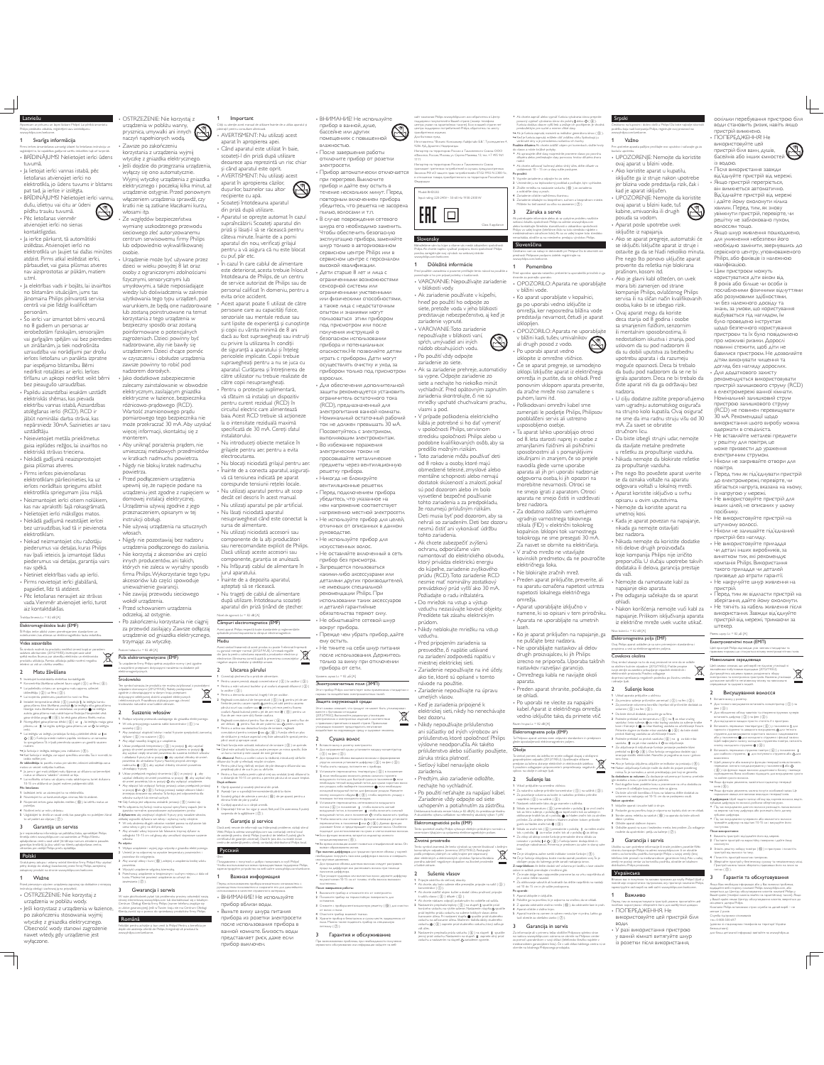## Latviešu

Apsveicam ar pirkumu un laipni lūdzam Philips! Lai pilnībā izmantotu Philips piedāvāto atbalstu, reģistrējiet savu izstrādājumu www.philips.com/welcome.

### 1 Svarīga informācija

Pirms ierīces izmantošanas rūpīgi izlasiet šo lietošanas instrukciju un saglabājiet to, lai vajadzības gadījumā varētu ieskatīties tajā arī turpmāk.

- BRĪDINĀJUMS! Nelietojiet ierīci ūdens tuvumā.
- Ja lietojat ierīci vannas istabā, pēc lietošanas atvienojiet ierīci no elektrotīkla, jo ūdens tuvums ir bīstams pat tad, ja ierīce ir izslēgta.
- BRĪDINĀJUMS! Nelietojiet ierīci vannu, dušu, izlietņu vai citu ar ūdeni pildītu trauku tuvumā.
- Pēc lietošanas vienmēr atvienojiet ierīci no sienas kontaktligzdas.
- Ja ierīce pārkarst, tā automātiski izslēdzas. Atvienojiet ierīci no elektrotīkla un ļaujiet tai dažas minūtes atdzist. Pirms atkal ieslēdzat ierīci, pārbaudiet, vai gaisa plūsmas atveres nav aizsprostotas ar pūkām, matiem u.tml.
- Ja elektrības vads ir bojāts, lai izvairītos no bīstamām situācijām, jums tas jānomaina Philips pilnvarotā servisa centrā vai pie līdzīgi kvalificētām personām.
- Šo ierīci var izmantot bērni vecumā no 8 gadiem un personas ar ierobežotām fiziskajām, sensorajām vai garīgajām spējām vai bez pieredzes un zināšanām, ja tiek nodrošināta uzraudzība vai norādījumi par drošu ierīces lietošanu un panākta apziņa par iespējamo bīstamību. Bērni nedrīkst rotaļāties ar ierīci. Ierīces tīrīšanu un apkopi nedrīkst veikt bērni bez pieaugušo uzraudzības.
- Papildu aizsardzībai iesakām uzstādīt elektriskās shēmas, kas pievada elektrību vannas istabā, Aizsardzības atslēgšanas ierīci (RCD). RCD ir jābūt nominālai darba strāvai, kas nepārsniedz 30mA. Sazinieties ar savu uzstādītāju.
- Neievietojiet metāla priekšmetus gaisa režģos, lai izvairītos no elektriskā strāvas trieciena.
- Nekādā gadījumā neaizsprostojiet gaisa plūsmas atveres.
- Pirms ierīces pievienošanas elektrotīklam pārliecinieties, ka uz ierīces norādītais spriegums atbilst elektrotīkla spriegumam jūsu mājā.
- Neizmantojiet ierīci citiem nolūkiem, kas nav aprakstīti šajā rokasgrāmatā.
- Nelietojiet ierīci mākslīgos matos.
- Nekādā gadījumā neatstājiet ierīci bez uzraudzības, kad tā ir pievienota elektrotīklam.
- Nekad neizmantojiet citu ražotāju piederumus vai detaļas, kuras Philips nav īpaši ieteicis. Ja izmantojat šādus piederumus vai detaļas, garantija vairs nav spēkā.
- Netiniet elektrības vadu ap ierīci.
- Pirms novietojat ierīci glabāšanā, pagaidiet, līdz tā atdzisīs.
- Pēc lietošanas nenovelciet aiz strāvas vada. Vienmēr atvienojiet ierīci, turot aiz kontaktdakšas.

Trokšņa līmenis: Lc = 82 dB [A]

#### Elektromagnētiskie lauki (EMF)

#### Vides aizsardzība

### 2 Matu žāvēšana

### 3 Garantija un serviss

## Polski

### 1 Ważne

- OSTRZEŻENIE: Nie korzystaj z urządzenia w pobliżu wody.
- Jeśli korzystasz z urządzenia w łazience, po zakończeniu stosowania wyjmij wtyczkę z gniazdka elektrycznego. Obecność wody stanowi zagrożenie nawet wtedy, gdy urządzenie jest wyłączone.
- OSTRZEŻENIE: Nie korzystaj z urządzenia w pobliżu wanny, prysznica, umywalki ani innych naczyń napełnionych wodą.
- Zawsze po zakończeniu korzystania z urządzenia wyjmij wtyczkę z gniazdka elektrycznego.
- Jeśli dojdzie do przegrzania, urządzenie wyłączy się ono automatycznie. Wyjmij wtyczkę urządzenia z gniazdka elektrycznego i poczekaj kilka minut, aż urządzenie ostygnie. Przed ponownym włączeniem urządzenia sprawdź, czy kratki nie są zatkane kłaczkami kurzu, włosami itp.
- Ze względów bezpieczeństwa wymianę uszkodzonego przewodu sieciowego zleć autoryzowanemu centrum serwisowemu firmy Philips lub odpowiednio wykwalifikowanej osobie.
- Urządzenie może być używane przez dzieci w wieku powyżej 8 lat oraz osoby z ograniczonymi zdolnościami fizycznymi, sensorycznymi lub umysłowymi, a także nieposiadające wiedzy lub doświadczenia w zakresie użytkowania tego typu urządzeń, pod warunkiem, że będą one nadzorowane lub zostaną poinstruowane na temat korzystania z tego urządzenia w bezpieczny sposób oraz zostaną poinformowane o potencjalnych zagrożeniach. Dzieci powinny być nadzorowane, aby nie bawiły się urządzeniem. Dzieci chcące pomóc w czyszczeniu i obsłudze urządzenia zawsze powinny to robić pod nadzorem dorosłych.
- Jako dodatkowe zabezpieczenie zalecamy zainstalowanie w obwodzie elektrycznym, zasilającym gniazdka elektryczne w łazience, bezpiecznika różnicowo-prądowego (RCD). Wartość znamionowego prądu pomiarowego tego bezpiecznika nie może przekraczać 30 mA. Aby uzyskać więcej informacji, skontaktuj się z monterem.
- Aby uniknąć porażenia prądem, nie umieszczaj metalowych przedmiotów w kratkach nadmuchu powietrza.
- Nigdy nie blokuj kratek nadmuchu powietrza.
- Przed podłączeniem urządzenia upewnij się, że napięcie podane na urządzeniu jest zgodne z napięciem w domowej instalacji elektrycznej.
- Urządzenia używaj zgodnie z jego przeznaczeniem, opisanym w tej instrukcji obsługi.
- Nie używaj urządzenia na sztucznych włosach.
- Nigdy nie pozostawiaj bez nadzoru urządzenia podłączonego do zasilania.
- Nie korzystaj z akcesoriów ani części innych producentów ani takich, których nie zaleca w wyraźny sposób firma Philips. W przypadku użycia tego typu akcesoriów lub części gwarancja ulega unieważnieniu.
- Nie zawijaj przewodu sieciowego wokół urządzenia.
- Przed schowaniem urządzenia odczekaj, aż ostygnie.
- Po zakończeniu korzystania nie ciągnij za przewód zasilający. Zawsze odłączaj urządzenie od gniazdka elektrycznego, trzymając za wtyczkę.

Poziom hałasu: Lc = 82 dB [A]

#### Pola elektromagnetyczne (EMF)

#### Środowisko

### 2 Suszenie włosów

### 3 Gwarancja i serwis

## Română

### 1 Important

- AVERTISMENT: Nu utilizați acest aparat în apropierea apei.
- Când aparatul este utilizat în baie, scoateți-l din priză după utilizare deoarece apa reprezintă un risc chiar și când aparatul este oprit.
- AVERTISMENT: Nu utilizați acest aparat în apropierea căzilor, dușurilor, bazinelor sau altor recipiente cu apă.
- Scoateți întotdeauna aparatul din priză după utilizare.
- Aparatul se oprește automat în cazul supraîncălzirii. Scoateți aparatul din priză și lăsați-l să se răcească pentru câteva minute. Înainte de a porni aparatul din nou, verificați grilajul pentru a vă asigura că nu este blocat cu puf, păr etc.
- În cazul în care cablul de alimentare este deteriorat, acesta trebuie înlocuit întotdeauna de Philips, de un centru de service autorizat de Philips sau de personal calificat în domeniu, pentru a evita orice accident.
- Acest aparat poate fi utilizat de către persoane care au capacități fizice, senzoriale sau mentale reduse sau sunt lipsite de experiență și cunoștințe și copii cu vârsta minimă de 8 ani dacă au fost supravegheați sau instruiți cu privire la utilizarea în condiții de siguranță a aparatului și înțeleg pericolele implicate. Copiii trebuie supravegheați pentru a nu se juca cu aparatul. Curățarea și întreținerea de către utilizator nu trebuie realizate de către copii nesupravegheați.
- Pentru o protecție suplimentară, vă sfătuim să instalați un dispozitiv pentru curent rezidual (RCD) în circuitul electric care alimentează baia. Acest RCD trebuie să aibă o intensitate reziduală maximă specificată de 30 mA. Cereți sfatul instalatorului.
- Nu introduceți obiecte metalice în grilajele pentru aer, pentru a evita electrocutarea.
- Nu blocați niciodată grilajul pentru aer.
- Înainte de a conecta aparatul, asigurați-vă că tensiunea indicată pe aparat corespunde tensiunii rețelei locale.
- Nu utilizați aparatul pentru alt scop decât cel descris în acest manual.
- Nu utilizați aparatul pe păr artificial.
- Nu lăsați niciodată aparatul nesupravegheat când este conectat la sursa de alimentare.
- Nu utilizați niciodată accesorii sau componente de la alți producători sau nerecomandate explicit de Philips. Dacă utilizați aceste accesorii sau componente, garanția se anulează.
- Nu înfășurați cablul de alimentare în jurul aparatului.
- Înainte de a depozita aparatul, așteptați să se răcească.
- Nu trageți de cablul de alimentare după utilizare. Întotdeauna scoateți aparatul din priză ținând de ștecher.

Nivel de zgomot: Lc = 82 dB [A]

#### Câmpuri electromagnetice (EMF)

#### Mediu

### 2 Uscarea părului

### 3 Garanție și service

## Русский

### 1 Важная информация

- ВНИМАНИЕ! Не используйте прибор вблизи воды.
- Выньте вилку шнура питания прибора из розетки электросети после использования прибора в ванной комнате. Близость воды представляет риск, даже если прибор выключен.
- ВНИМАНИЕ! Не используйте прибор в ванной, душе, бассейне или других помещениях с повышенной влажностью.
- После завершения работы отключите прибор от розетки электросети.
- Прибор автоматически отключается при перегреве. Выключите прибор и дайте ему остыть в течение нескольких минут. Перед повторным включением прибора убедитесь, что решетка не засорена пылью, волосами и т.п.
- В случае повреждения сетевого шнура его необходимо заменить. Чтобы обеспечить безопасную эксплуатацию прибора, заменяйте шнур только в авторизованном сервисном центре Philips или в сервисном центре с персоналом высокой квалификации.
- Дети старше 8 лет и лица с ограниченными возможностями сенсорной системы или умственными или физическими способностями, а также лица с недостаточным опытом и знаниями могут пользоваться этим прибором под присмотром или после получения инструкций о безопасном использовании прибора и потенциальных опасностях. Не позволяйте детям играть с прибором. Дети могут осуществлять очистку и уход за прибором только под присмотром взрослых.
- Для обеспечения дополнительной защиты рекомендуется установить устройство остаточного тока (RCD), предназначенной для электропитания ванной комнаты. Номинальный остаточный рабочий ток не должен превышать 30 мА. Посоветуйтесь с электриком, выполняющим электромонтаж.
- Во избежание поражения электрическим током не просовывайте металлические предметы через вентиляционную решетку прибора.
- Никогда не блокируйте вентиляционные решетки.
- Перед подключением прибора убедитесь, что указанное на нем напряжение соответствует напряжению местной электросети.
- Не используйте прибор для целей, отличных от описанных в данном руководстве.
- Не используйте прибор для искусственных волос.
- Не оставляйте включенный в сеть прибор без присмотра.
- Запрещается пользоваться какими-либо аксессуарами или деталями других производителей, не имеющих специальной рекомендации Philips. При использовании таких аксессуаров и деталей гарантийные обязательства теряют силу.
- Не обматывайте сетевой шнур вокруг прибора.
- Прежде чем убрать прибор, дайте ему остыть.
- Не тяните за свой шнур питания после использования. Держитесь только за вилку при отключении прибора от сети.

Уровень шума: Lc = 82 дБ [A]

#### Электромагнитные поля (ЭМП)

#### Защита окружающей среды

### 2 Сушка волос

### 3 Гарантия и обслуживание

Model BHD

EAC

## Slovensky

### 1 Dôležité informácie

- VAROVANIE: Nepoužívajte zariadenie v blízkosti vody.
- Ak zariadenie používate v kúpeľni, hneď po použití ho odpojte zo siete, pretože voda v jeho blízkosti predstavuje nebezpečenstvo, aj keď je zariadenie vypnuté.
- VAROVANIE: Toto zariadenie nepoužívajte v blízkosti vaní, spŕch, umývadiel ani iných nádob obsahujúcich vodu.
- Po použití vždy odpojte zariadenie zo siete.
- Ak sa zariadenie prehreje, automaticky sa vypne. Odpojte zariadenie zo siete a nechajte ho niekoľko minút vychladnúť. Pred opätovným zapnutím zariadenia skontrolujte, či nie sú mriežky upchaté chuchvalcami prachu, vlasmi a pod.
- V prípade poškodenia elektrického kábla je potrebné si ho dať vymeniť v spoločnosti Philips, servisnom stredisku spoločnosti Philips alebo u podobne kvalifikovaných osôb, aby sa predišlo možným rizikám.
- Toto zariadenie môžu používať deti od 8 rokov a osoby, ktoré majú obmedzené telesné, zmyslové alebo mentálne schopnosti alebo nemajú dostatok skúseností a znalostí, pokiaľ sú pod dozorom alebo im bolo vysvetlené bezpečné používanie tohto zariadenia a za predpokladu, že rozumejú príslušným rizikám. Deti musia byť pod dozorom, aby sa nehrali so zariadením. Deti bez dozoru nesmú čistiť ani vykonávať údržbu tohto zariadenia.
- Ak chcete zabezpečiť zvýšenú ochranu, odporúčame vám namontovať do elektrického obvodu, ktorý privádza elektrickú energiu do kúpeľne, zariadenie zvyškového prúdu (RCD). Toto zariadenie RCD nesmie mať menovitý prevádzkový prúd vyšší ako 30 mA. Poraďte sa s vaším inštalatérom.
- Do mriežok na vstup a výstup vzduchu nezasúvajte kovové objekty. Predídete tak zásahu elektrickým prúdom.
- Nikdy neblokujte mriežku na vstup vzduchu.
- Pred pripojením zariadenia sa presvedčte, či napätie uvedené na zariadení zodpovedá napätiu v miestnej elektrickej sieti.
- Zariadenie nepoužívajte na iné účely, ako je účel, ktorý je opísaný v tomto návode na použitie.
- Zariadenie nepoužívajte na úpravu umelých vlasov.
- Keď je zariadenie pripojené k elektrickej sieti, nikdy ho nenechávajte bez dozoru.
- Nikdy nepoužívajte príslušenstvo ani súčiastky od iných výrobcov ani príslušenstvo, ktoré spoločnosť Philips výslovne neodporúča. Ak takéto príslušenstvo alebo súčiastky použijete, záruka stráca platnosť.
- Sieťový kábel nenavíjajte okolo zariadenia.
- Predtým, ako zariadenie odložíte, nechajte ho vychladnúť.
- Po použití neťahajte za napájací kábel. Zariadenie vždy odpojte od siete uchopením za potiahnutím za zástrčku.

#### Elektromagnetické polia (EMF)

#### Životné prostredie

### 2 Sušenie vlasov

### 3 Záruka a servis

## Slovenščina

### 1 Pomembno

- OPOZORILO: Naprave ne uporabljajte v bližini vode.
- Ko aparat uporabljate v kopalnici, ga po uporabi vedno izključite iz omrežja, ker neposredna bližina vode predstavlja nevarnost, četudi je aparat izključen.
- OPOZORILO: Aparata ne uporabljajte v bližini kadi, tušev, umivalnikov ali drugih posod z vodo.
- Po uporabi aparat vedno izklopite iz omrežne vtičnice.
- Če se aparat pregreje, se samodejno izklopi. Izključite aparat iz električnega omrežja in pustite, da se ohladi. Pred ponovnim vklopom aparata preverite, da prezračevalne mreže niso zamašene s puhom, lasmi itd.
- Poškodovani omrežni kabel sme zamenjati le podjetje Philips, Philipsov pooblaščeni servis ali ustrezno usposobljeno osebje.
- Ta aparat lahko uporabljajo otroci od 8. leta starosti naprej in osebe z zmanjšanimi fizičnimi ali psihičnimi sposobnostmi ali s pomanjkljivimi izkušnjami in znanjem, če so prejele navodila glede varne uporabe aparata ali jih pri uporabi nadzoruje odgovorna oseba, ki jih opozori na morebitne nevarnosti. Otroci se ne smejo igrati z aparatom. Otroci aparata ne smejo čistiti in vzdrževati brez nadzora.
- Za dodatno zaščito vam svetujemo vgraditev varnostnega tokovnega stikala (FID) v električni tokokrog kopalnice. Izklopni tok varnostnega tokovnega stikala ne sme presegati 30 mA. Za nasvet se obrnite na električarja.
- V zračno mrežo ne vstavljajte kovinskih predmetov, da ne povzročite električnega šoka.
- Ne blokirajte zračnih mrež.
- Preden aparat priključite, preverite, ali na aparatu označena napetost ustreza napetosti lokalnega električnega omrežja.
- Aparat uporabljajte izključno v namen, ki so opisani v tem priročniku.
- Aparata ne uporabljajte na umetnih laseh.
- Ko je aparat priključen na napajanje, ga ne puščajte brez nadzora.
- Ne uporabljajte nastavkov ali delov drugih proizvajalcev, ki jih podjetje Philips izrecno ne priporoča. Uporaba takšnih nastavkov razveljavi garancijo.
- Omrežnega kabla ne navijajte okoli aparata.
- Preden aparat shranite, počakajte, da se ohladi.
- Po uporabi ne vlecite za napajalni kabel. Aparat iz električnega omrežja vedno izključite tako, da primete vtič.

Raven hrupa: Lc = 82 dB [A]

#### Elektromagnetna polja (EMF)

#### Okolje

### 2 Sušenje las

### 3 Garancija in servis

## Srpski

### 1 Važno

- UPOZORENJE: Nemojte da koristite ovaj aparat u blizini vode.
- Ako koristite aparat u kupatilu, isključite ga iz struje nakon upotrebe jer blizina vode predstavlja rizik, čak i kad je aparat isključen.
- UPOZORENJE: Nemojte da koristite ovaj aparat u blizini kade, tuš kabine, umivaonika ili drugih posuda sa vodom.
- Aparat posle upotrebe uvek isključite iz napajanja.
- Ako se aparat pregreje, automatski će se isključiti. Isključite aparat iz struje i ostavite ga da se hladi nekoliko minuta. Pre nego što ponovo uključite aparat proverite da rešetke nisu blokirane prašinom, kosom itd.
- Ako je glavni kabl oštećen, on uvek mora biti zamenjen od strane kompanije Philips, ovlašćenog Philips servisa ili na sličan način kvalifikovanih osoba kako bi se izbegao rizik.
- Ovaj aparat mogu da koriste deca starija od 8 godina i osobe sa smanjenim fizičkim, čulnim ili mentalnim sposobnostima, ili nedostatkom iskustva i znanja, pod uslovom da su pod nadzorom ili da su dobili uputstva za bezbednu upotrebu aparata i da razumeju moguće opasnosti. Deca ne smeju da se igraju aparatom. Deca ne smeju da čiste aparat niti da ga održavaju bez nadzora.
- U cilju dodatne zaštite preporučujemo vam ugradnju automatskog osigurača na strujno kolo kupatila. Ovaj osigurač ne sme da ima radnu struju višu od 30 mA. Za savet se obratite stručnom licu.
- Da biste izbegli strujni udar, nemojte da stavljate metalne predmete u rešetke za propuštanje vazduha.
- Nikada nemojte da blokirate rešetke za propuštanje vazduha.
- Pre nego što povežete aparat uverite se da oznaka voltaže na aparatu odgovara voltaži u lokalnoj mreži.
- Aparat koristite isključivo u svrhu opisanu u ovim uputstvima.
- Nemojte da koristite aparat na umetnoj kosi.
- Kada je aparat povezan na napajanje, nikada ga nemojte ostavljati bez nadzora.
- Nikada nemojte da koristite dodatke niti delove drugih proizvođača koje kompanija Philips nije izričito preporučila. U slučaju upotrebe takvih dodataka ili delova, garancija prestaje da važi.
- Nemojte da namotavate kabl za napajanje oko aparata.
- Pre odlaganja sačekajte da se aparat ohladi.
- Nakon korišćenja nemojte vući kabl za napajanje. Prilikom isključivanja aparata iz električne mreže uvek vucite utikač.

Nivo buke: Lc = 82 dB [A]

#### Elektromagnetna polja (EMF)

#### Zaštita životne sredine

### 2 Sušenje kose

### 3 Garancija i servis

## Українська

### 1 Важливо

- ПОПЕРЕДЖЕННЯ: Не використовуйте цей пристрій біля води.
- У разі використання пристрою у ванній кімнаті витягуйте штепсель з розетки після використання, оскільки перебування пристрою біля води становить ризик, навіть коли пристрій вимкнено.
- ПОПЕРЕДЖЕННЯ: Не використовуйте цей пристрій біля ванни, душу, басейнів або інших ємностей з водою.
- Після використання завжди від'єднуйте пристрій від мережі.
- Якщо пристрій перегрівається, він вимикається автоматично. Від'єднайте пристрій від мережі і дайте йому охолонути кілька хвилин. Перед тим, як знову увімкнути пристрій, перевірте, чи решітки не заблоковано пухом, волоссям тощо.
- Якщо шнур живлення пошкоджено, для уникнення небезпеки його необхідно замінити, звернувшись до сервісного центру, уповноваженого Philips або фахівців з належною кваліфікацією.
- Цим пристроєм можуть користуватися діти віком від 8 років або більше чи особи із послабленими фізичними відчуттями або розумовими здібностями, чи без належного досвіду та знань, за умови, що користування відбувається під наглядом, їм було проведено інструктаж щодо безпечного користування пристроєм та їх було повідомлено про можливі ризики. Дорослі повинні стежити, щоб діти не бавилися пристроєм. Не дозволяйте дітям виконувати чищення та обслуговування без нагляду дорослих.
- Для додаткового захисту рекомендується використовувати пристрій залишкового струму (RCD) в електромережі ванної кімнати. Номінальний залишковий струм пристрою залишкового струму (RCD) не повинен перевищувати 30 мА. Рекомендації щодо використання цього виробу можна одержати в спеціаліста.
- Не вставляйте металеві предмети у решітку для повітря, це може призвести до ураження електричним струмом.
- Ніколи не закривайте отвори для повітря.
- Перед тим, як під'єднувати пристрій до електромережі, перевірте, чи збігається напруга, вказана на ньому, із напругою у мережі.
- Не використовуйте пристрій для інших цілей, ніж описано у цьому посібнику.
- Не використовуйте пристрій на штучному волоссі.
- Ніколи не залишайте під'єднаний пристрій без нагляду.
- Не використовуйте приладдя чи деталі інших виробників, за винятком тих, які рекомендує компанія Philips. Використання такого приладдя чи деталей призведе до втрати гарантії.
- Не накручуйте шнур живлення на пристрій.
- Перед тим, як відкласти пристрій на зберігання, дайте йому охолонути.
- Не тягніть за кабель живлення після використання. Завжди від'єднуйте пристрій від мережі, тримаючи за штекер.

Рівень шуму: Lc = 82 дБ [A]

#### Електромагнітні поля (ЕМП)

#### Навколишнє середовище

### 2 Висушування волосся

### 3 Гарантія та обслуговування